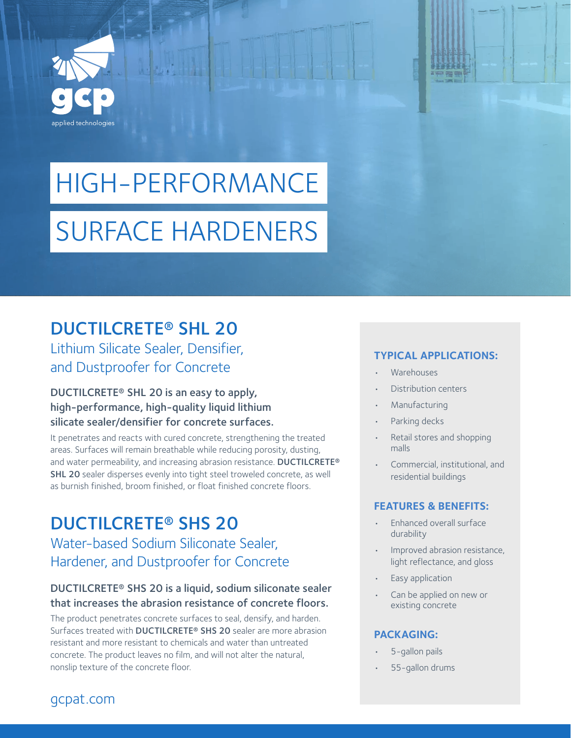gcp applied technologies

# HIGH-PERFORMANCE SURFACE HARDENERS

## DUCTILCRETE® SHL 20

### Lithium Silicate Sealer, Densifier, and Dustproofer for Concrete

**DUCTILCRETE® SHL 20 is an easy to apply, high-performance, high-quality liquid lithium silicate sealer/densifier for concrete surfaces.**

It penetrates and reacts with cured concrete, strengthening the treated areas. Surfaces will remain breathable while reducing porosity, dusting, and water permeability, and increasing abrasion resistance. **DUCTILCRETE® SHL 20** sealer disperses evenly into tight steel troweled concrete, as well as burnish finished, broom finished, or float finished concrete floors.

## DUCTILCRETE® SHS 20

### Water-based Sodium Siliconate Sealer, Hardener, and Dustproofer for Concrete

**DUCTILCRETE® SHS 20 is a liquid, sodium siliconate sealer that increases the abrasion resistance of concrete floors.**

The product penetrates concrete surfaces to seal, densify, and harden. Surfaces treated with **DUCTILCRETE® SHS 20** sealer are more abrasion resistant and more resistant to chemicals and water than untreated concrete. The product leaves no film, and will not alter the natural, nonslip texture of the concrete floor.

### TYPICAL APPLICATIONS:

- Warehouses
- Distribution centers
- Manufacturing
- Parking decks
- Retail stores and shopping malls
- Commercial, institutional, and residential buildings

### FEATURES & BENEFITS:

- Enhanced overall surface durability
- Improved abrasion resistance, light reflectance, and gloss
- Easy application
- Can be applied on new or existing concrete

### PACKAGING:

- 5-gallon pails
- 55-gallon drums

gcpat.com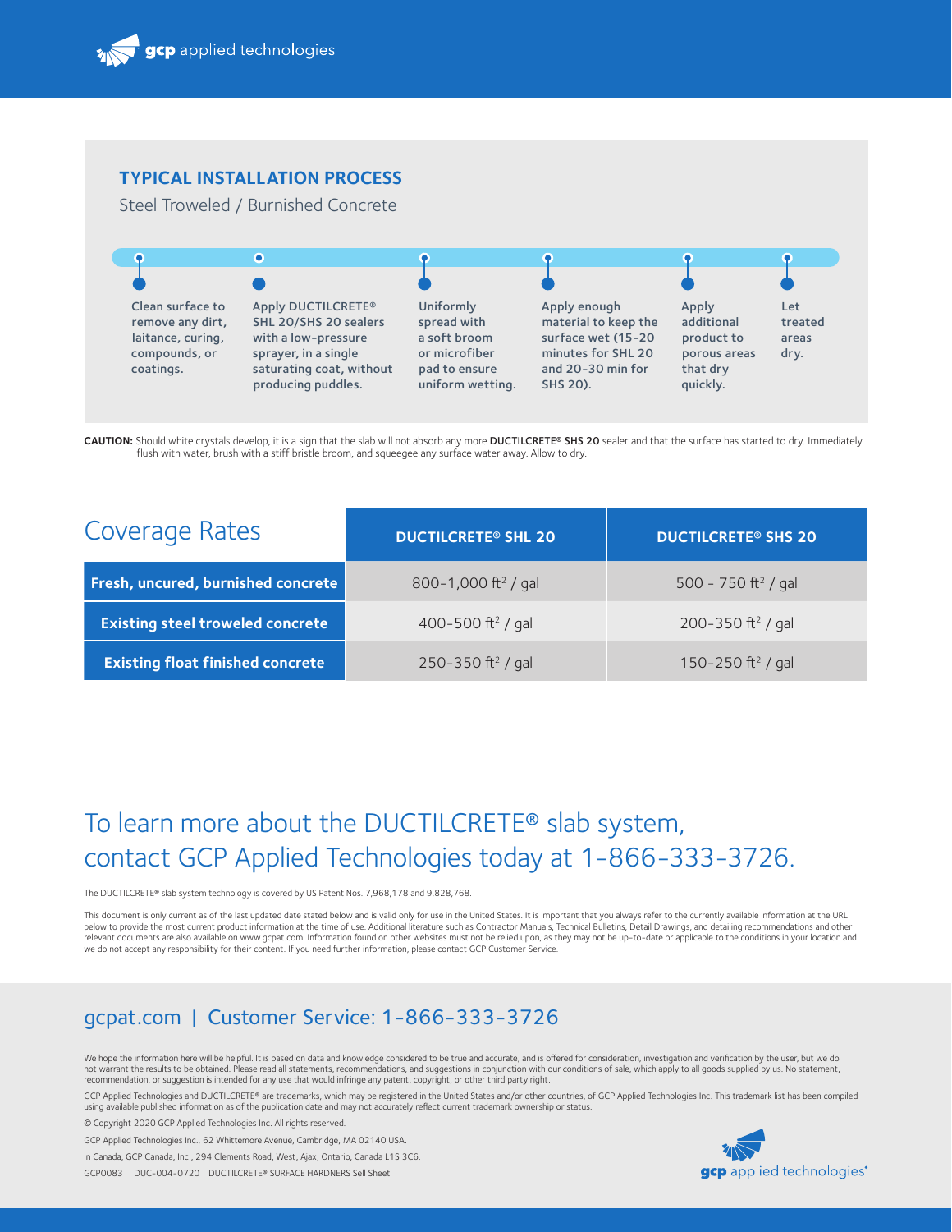## TYPICAL INSTALLATION PROCESS

Steel Troweled / Burnished Concrete

- Clean surface to remove any dirt, laitance, curing, compounds, or coatings.
- Apply DUCTILCRETE® SHL 20/SHS 20 sealers with a low-pressure sprayer, in a single saturating coat, without producing puddles.
- Uniformly spread with a soft broom or microfiber pad to ensure uniform wetting.
- Apply enough material to keep the surface wet (15-20 minutes for SHL 20 and 20-30 min for SHS 20).
- Apply additional product to porous areas that dry quickly.
- Let treated areas dry.

**CAUTION:** Should white crystals develop, it is a sign that the slab will not absorb any more **DUCTILCRETE® SHS 20** sealer and that the surface has started to dry. Immediately flush with water, brush with a stiff bristle broom, and squeegee any surface water away. Allow to dry.

| Coverage Rates | DUCTILCRETE® SHL 20 | DUCTILCRETE® SHS 20 |
|---|---|---|
| **Fresh, uncured, burnished concrete** | 800-1,000 $ft^2$ / gal | 500 - 750 $ft^2$ / gal |
| **Existing steel troweled concrete** | 400-500 $ft^2$ / gal | 200-350 $ft^2$ / gal |
| **Existing float finished concrete** | 250-350 $ft^2$ / gal | 150-250 $ft^2$ / gal |

## To learn more about the DUCTILCRETE® slab system, contact GCP Applied Technologies today at 1-866-333-3726.

The DUCTILCRETE® slab system technology is covered by US Patent Nos. 7,968,178 and 9,828,768.

This document is only current as of the last updated date stated below and is valid only for use in the United States. It is important that you always refer to the currently available information at the URL below to provide the most current product information at the time of use. Additional literature such as Contractor Manuals, Technical Bulletins, Detail Drawings, and detailing recommendations and other relevant documents are also available on www.gcpat.com. Information found on other websites must not be relied upon, as they may not be up-to-date or applicable to the conditions in your location and we do not accept any responsibility for their content. If you need further information, please contact GCP Customer Service.

gcpat.com | Customer Service: 1-866-333-3726

We hope the information here will be helpful. It is based on data and knowledge considered to be true and accurate, and is offered for consideration, investigation and verification by the user, but we do not warrant the results to be obtained. Please read all statements, recommendations, and suggestions in conjunction with our conditions of sale, which apply to all goods supplied by us. No statement, recommendation, or suggestion is intended for any use that would infringe any patent, copyright, or other third party right.

GCP Applied Technologies and DUCTILCRETE® are trademarks, which may be registered in the United States and/or other countries, of GCP Applied Technologies Inc. This trademark list has been compiled using available published information as of the publication date and may not accurately reflect current trademark ownership or status.

© Copyright 2020 GCP Applied Technologies Inc. All rights reserved.

GCP Applied Technologies Inc., 62 Whittemore Avenue, Cambridge, MA 02140 USA.

In Canada, GCP Canada, Inc., 294 Clements Road, West, Ajax, Ontario, Canada L1S 3C6.

GCP0083 DUC-004-0720 DUCTILCRETE® SURFACE HARDNERS Sell Sheet